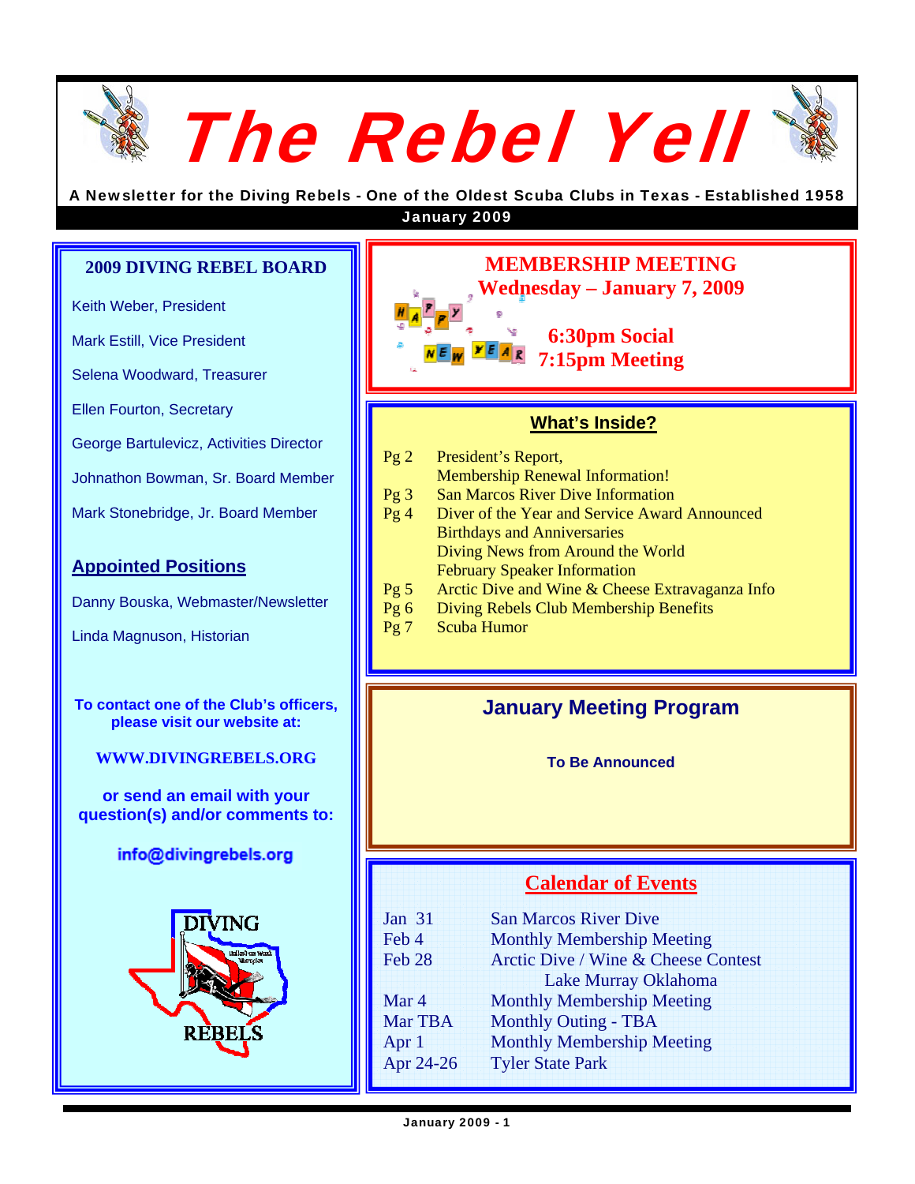# The Rebel Yell

A Newsletter for the Diving Rebels - One of the Oldest Scuba Clubs in Texas - Established 1958

January 2009

## 2009 DIVING REBEL BOARD

Keith Weber, President

Mark Estill, Vice President

Selena Woodward, Treasurer

Ellen Fourton, Secretary

George Bartulevicz, Activities Director

Johnathon Bowman, Sr. Board Member

Mark Stonebridge, Jr. Board Member

### Appointed Positions

Danny Bouska, Webmaster/Newsletter

Linda Magnuson, Historian

**To contact one of the Club's officers, please visit our website at:**

**WWW.DIVINGREBELS.ORG**

**or send an email with your question(s) and/or comments to:**

**info@divingrebels.org**

## MEMBERSHIP MEETING

**Wednesday – January 7, 2009**

**6:30pm Social**
**7:15pm Meeting**

## What's Inside?

| | |
|---|---|
| Pg 2 | President's Report, Membership Renewal Information! |
| Pg 3 | San Marcos River Dive Information |
| Pg 4 | Diver of the Year and Service Award Announced<br>Birthdays and Anniversaries<br>Diving News from Around the World<br>February Speaker Information |
| Pg 5 | Arctic Dive and Wine & Cheese Extravaganza Info |
| Pg 6 | Diving Rebels Club Membership Benefits |
| Pg 7 | Scuba Humor |

## January Meeting Program

**To Be Announced**

## Calendar of Events

| | |
|---|---|
| Jan 31 | San Marcos River Dive |
| Feb 4 | Monthly Membership Meeting |
| Feb 28 | Arctic Dive / Wine & Cheese Contest<br>Lake Murray Oklahoma |
| Mar 4 | Monthly Membership Meeting |
| Mar TBA | Monthly Outing - TBA |
| Apr 1 | Monthly Membership Meeting |
| Apr 24-26 | Tyler State Park |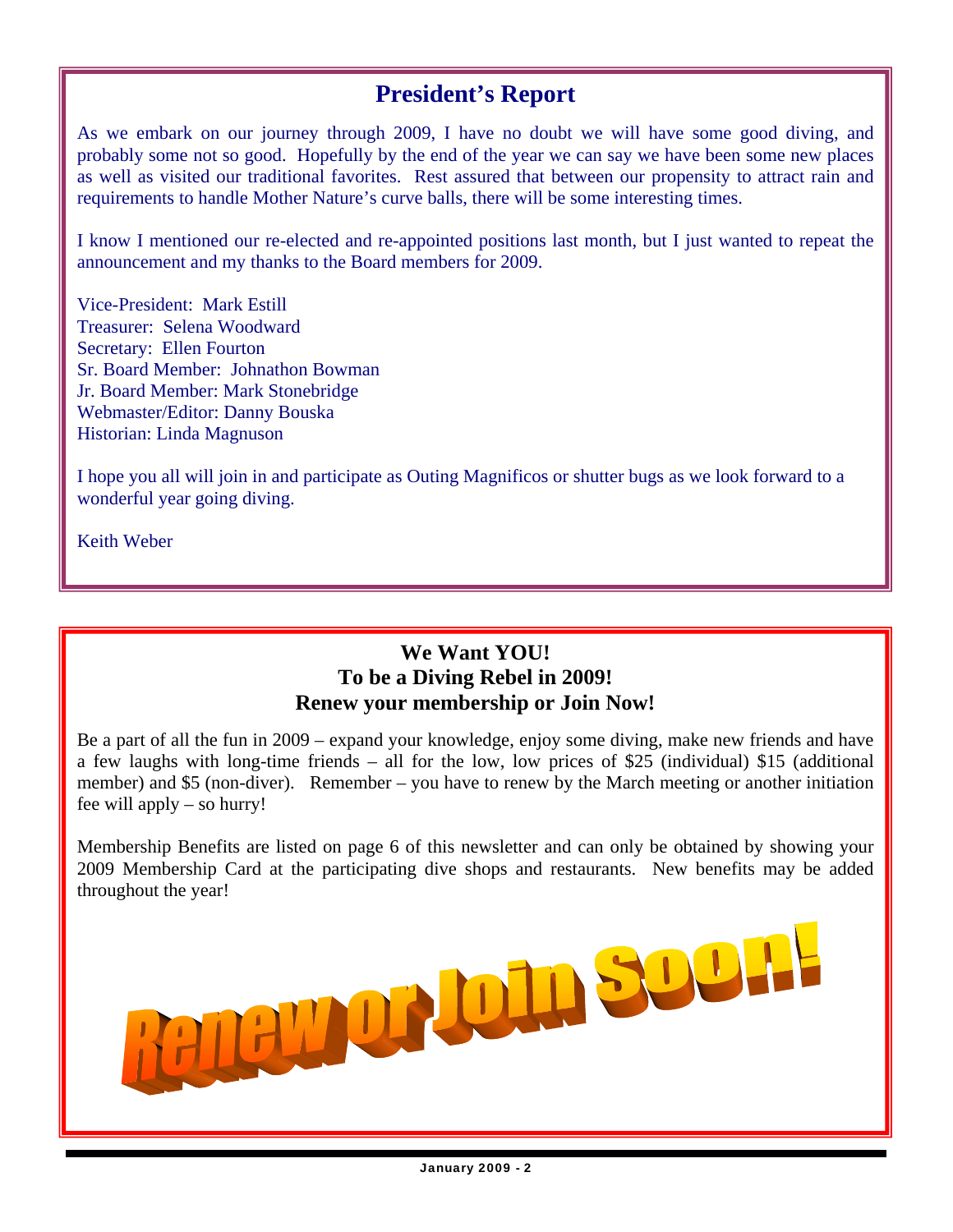## President's Report

As we embark on our journey through 2009, I have no doubt we will have some good diving, and probably some not so good. Hopefully by the end of the year we can say we have been some new places as well as visited our traditional favorites. Rest assured that between our propensity to attract rain and requirements to handle Mother Nature's curve balls, there will be some interesting times.

I know I mentioned our re-elected and re-appointed positions last month, but I just wanted to repeat the announcement and my thanks to the Board members for 2009.

Vice-President: Mark Estill
Treasurer: Selena Woodward
Secretary: Ellen Fourton
Sr. Board Member: Johnathon Bowman
Jr. Board Member: Mark Stonebridge
Webmaster/Editor: Danny Bouska
Historian: Linda Magnuson

I hope you all will join in and participate as Outing Magnificos or shutter bugs as we look forward to a wonderful year going diving.

Keith Weber

---

**We Want YOU!**
**To be a Diving Rebel in 2009!**
**Renew your membership or Join Now!**

Be a part of all the fun in 2009 – expand your knowledge, enjoy some diving, make new friends and have a few laughs with long-time friends – all for the low, low prices of $25 (individual) $15 (additional member) and $5 (non-diver). Remember – you have to renew by the March meeting or another initiation fee will apply – so hurry!

Membership Benefits are listed on page 6 of this newsletter and can only be obtained by showing your 2009 Membership Card at the participating dive shops and restaurants. New benefits may be added throughout the year!

Renew or Join Soon!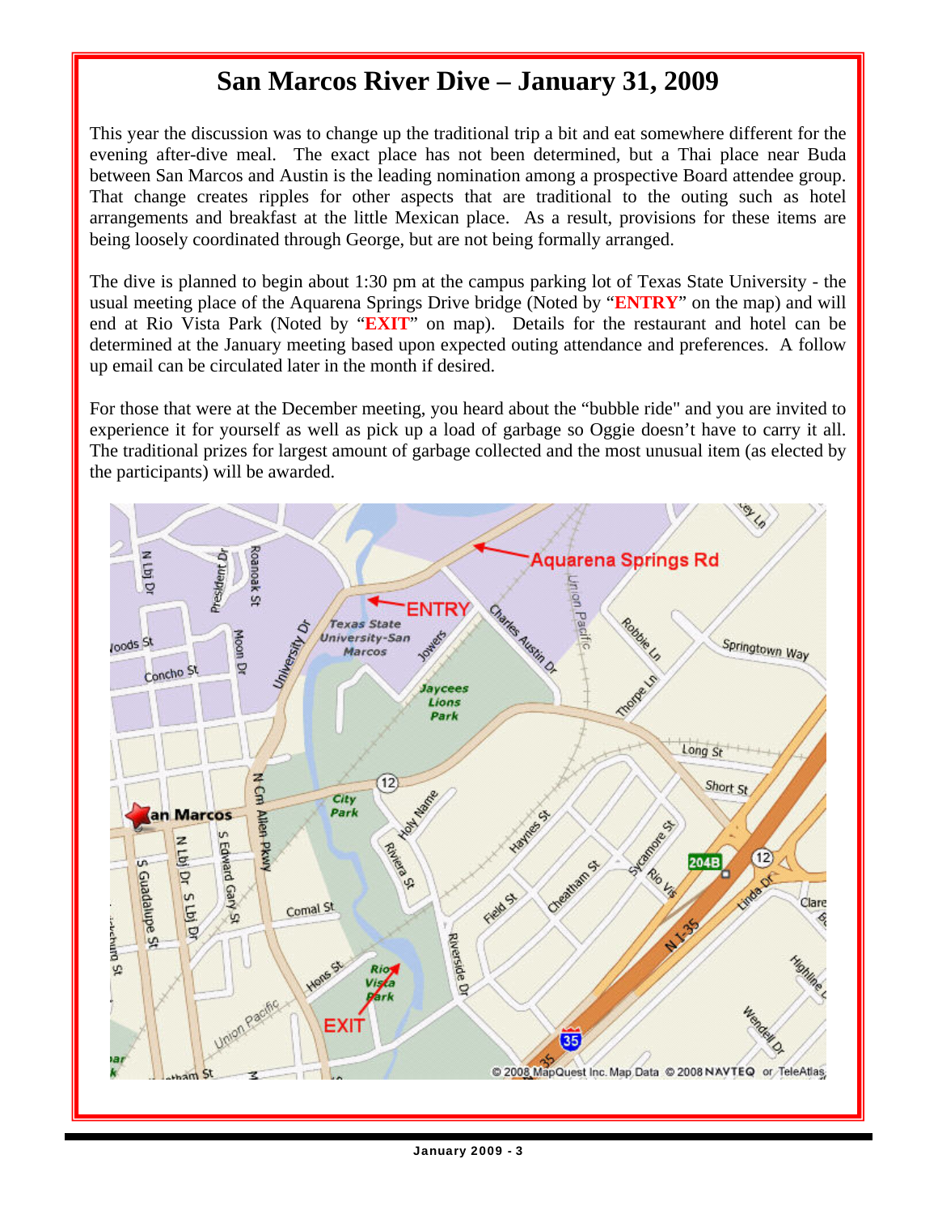# San Marcos River Dive – January 31, 2009

This year the discussion was to change up the traditional trip a bit and eat somewhere different for the evening after-dive meal. The exact place has not been determined, but a Thai place near Buda between San Marcos and Austin is the leading nomination among a prospective Board attendee group. That change creates ripples for other aspects that are traditional to the outing such as hotel arrangements and breakfast at the little Mexican place. As a result, provisions for these items are being loosely coordinated through George, but are not being formally arranged.

The dive is planned to begin about 1:30 pm at the campus parking lot of Texas State University - the usual meeting place of the Aquarena Springs Drive bridge (Noted by "**ENTRY**" on the map) and will end at Rio Vista Park (Noted by "**EXIT**" on map). Details for the restaurant and hotel can be determined at the January meeting based upon expected outing attendance and preferences. A follow up email can be circulated later in the month if desired.

For those that were at the December meeting, you heard about the "bubble ride" and you are invited to experience it for yourself as well as pick up a load of garbage so Oggie doesn't have to carry it all. The traditional prizes for largest amount of garbage collected and the most unusual item (as elected by the participants) will be awarded.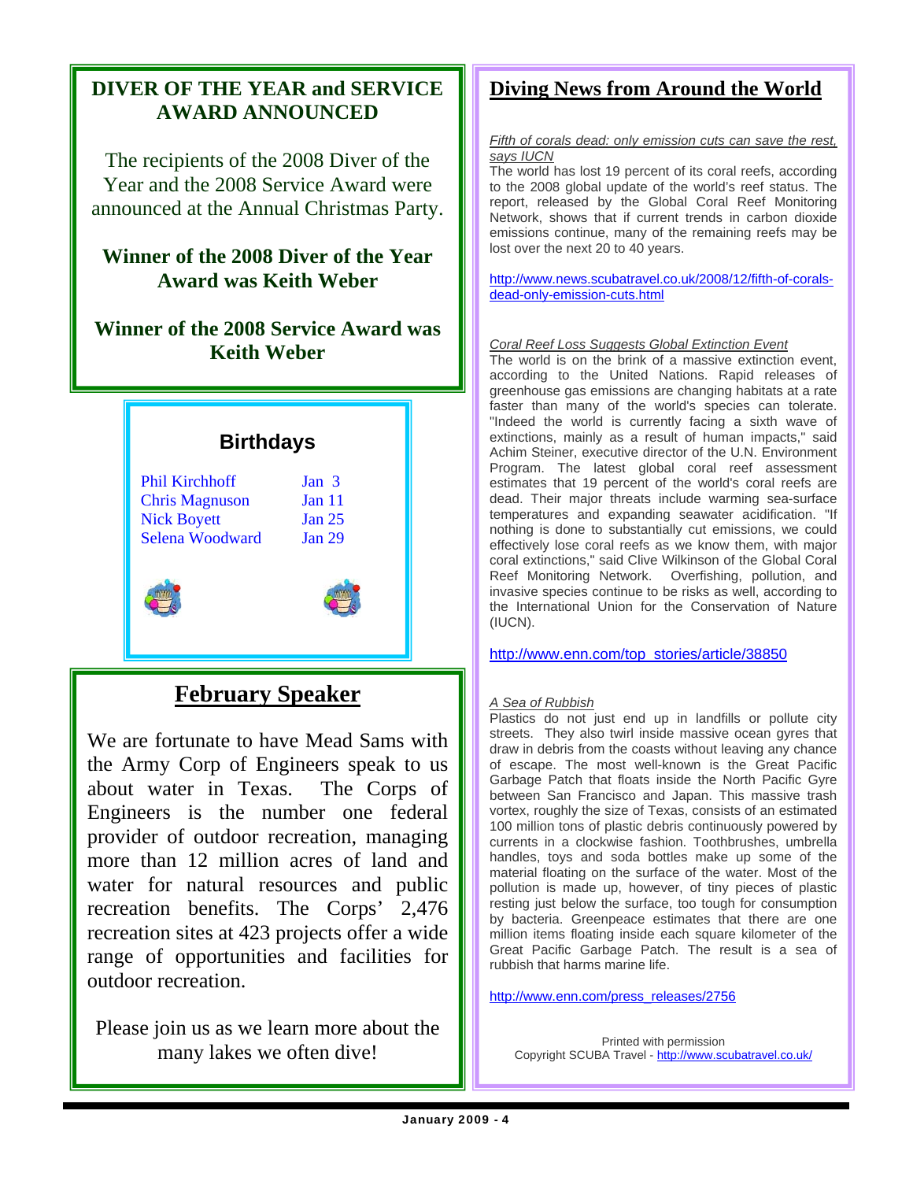## DIVER OF THE YEAR and SERVICE AWARD ANNOUNCED

The recipients of the 2008 Diver of the Year and the 2008 Service Award were announced at the Annual Christmas Party.

**Winner of the 2008 Diver of the Year Award was Keith Weber**

**Winner of the 2008 Service Award was Keith Weber**

## Birthdays

| | |
|---|---|
| Phil Kirchhoff | Jan 3 |
| Chris Magnuson | Jan 11 |
| Nick Boyett | Jan 25 |
| Selena Woodward | Jan 29 |

## February Speaker

We are fortunate to have Mead Sams with the Army Corp of Engineers speak to us about water in Texas. The Corps of Engineers is the number one federal provider of outdoor recreation, managing more than 12 million acres of land and water for natural resources and public recreation benefits. The Corps' 2,476 recreation sites at 423 projects offer a wide range of opportunities and facilities for outdoor recreation.

Please join us as we learn more about the many lakes we often dive!

## Diving News from Around the World

*Fifth of corals dead: only emission cuts can save the rest, says IUCN*

The world has lost 19 percent of its coral reefs, according to the 2008 global update of the world's reef status. The report, released by the Global Coral Reef Monitoring Network, shows that if current trends in carbon dioxide emissions continue, many of the remaining reefs may be lost over the next 20 to 40 years.

http://www.news.scubatravel.co.uk/2008/12/fifth-of-corals-dead-only-emission-cuts.html

*Coral Reef Loss Suggests Global Extinction Event*

The world is on the brink of a massive extinction event, according to the United Nations. Rapid releases of greenhouse gas emissions are changing habitats at a rate faster than many of the world's species can tolerate. "Indeed the world is currently facing a sixth wave of extinctions, mainly as a result of human impacts," said Achim Steiner, executive director of the U.N. Environment Program. The latest global coral reef assessment estimates that 19 percent of the world's coral reefs are dead. Their major threats include warming sea-surface temperatures and expanding seawater acidification. "If nothing is done to substantially cut emissions, we could effectively lose coral reefs as we know them, with major coral extinctions," said Clive Wilkinson of the Global Coral Reef Monitoring Network. Overfishing, pollution, and invasive species continue to be risks as well, according to the International Union for the Conservation of Nature (IUCN).

http://www.enn.com/top_stories/article/38850

*A Sea of Rubbish*

Plastics do not just end up in landfills or pollute city streets. They also twirl inside massive ocean gyres that draw in debris from the coasts without leaving any chance of escape. The most well-known is the Great Pacific Garbage Patch that floats inside the North Pacific Gyre between San Francisco and Japan. This massive trash vortex, roughly the size of Texas, consists of an estimated 100 million tons of plastic debris continuously powered by currents in a clockwise fashion. Toothbrushes, umbrella handles, toys and soda bottles make up some of the material floating on the surface of the water. Most of the pollution is made up, however, of tiny pieces of plastic resting just below the surface, too tough for consumption by bacteria. Greenpeace estimates that there are one million items floating inside each square kilometer of the Great Pacific Garbage Patch. The result is a sea of rubbish that harms marine life.

http://www.enn.com/press_releases/2756

Printed with permission
Copyright SCUBA Travel - http://www.scubatravel.co.uk/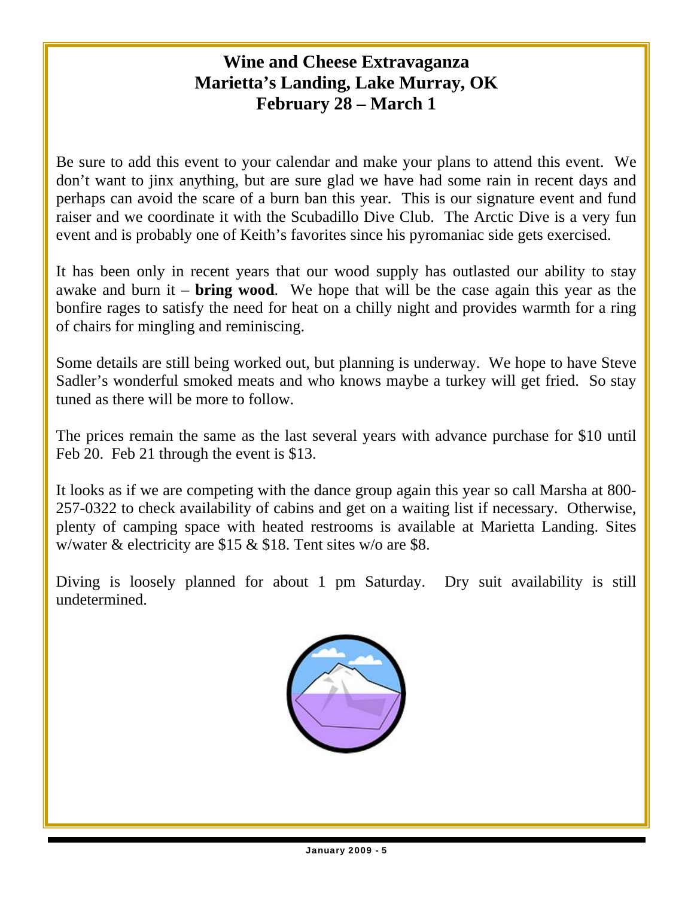# Wine and Cheese Extravaganza
# Marietta's Landing, Lake Murray, OK
# February 28 – March 1

Be sure to add this event to your calendar and make your plans to attend this event. We don't want to jinx anything, but are sure glad we have had some rain in recent days and perhaps can avoid the scare of a burn ban this year. This is our signature event and fund raiser and we coordinate it with the Scubadillo Dive Club. The Arctic Dive is a very fun event and is probably one of Keith's favorites since his pyromaniac side gets exercised.

It has been only in recent years that our wood supply has outlasted our ability to stay awake and burn it – **bring wood**. We hope that will be the case again this year as the bonfire rages to satisfy the need for heat on a chilly night and provides warmth for a ring of chairs for mingling and reminiscing.

Some details are still being worked out, but planning is underway. We hope to have Steve Sadler's wonderful smoked meats and who knows maybe a turkey will get fried. So stay tuned as there will be more to follow.

The prices remain the same as the last several years with advance purchase for $10 until Feb 20. Feb 21 through the event is $13.

It looks as if we are competing with the dance group again this year so call Marsha at 800-257-0322 to check availability of cabins and get on a waiting list if necessary. Otherwise, plenty of camping space with heated restrooms is available at Marietta Landing. Sites w/water & electricity are $15 & $18. Tent sites w/o are $8.

Diving is loosely planned for about 1 pm Saturday. Dry suit availability is still undetermined.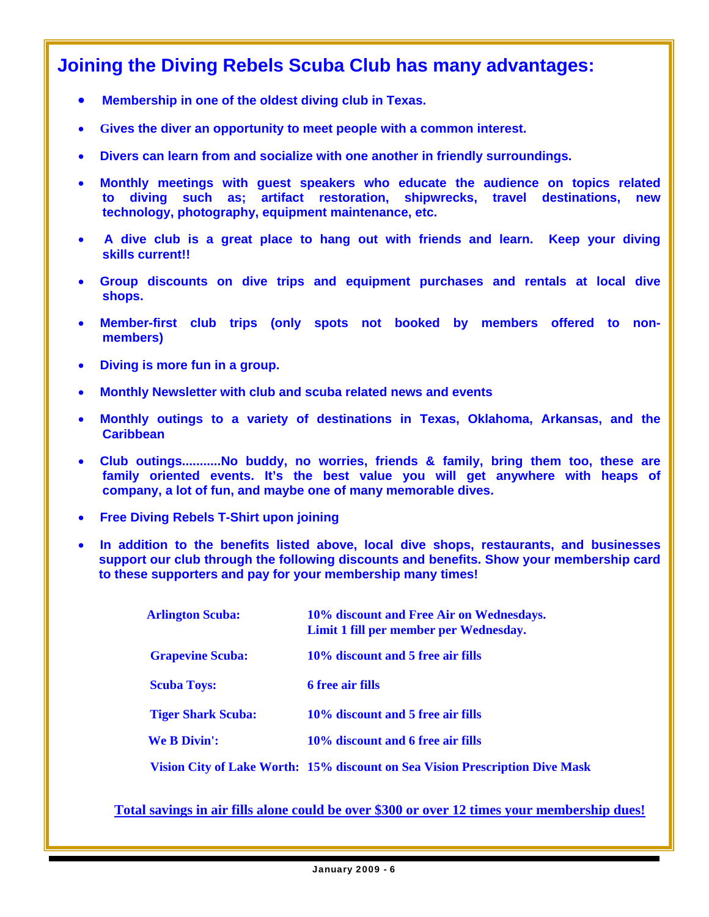# Joining the Diving Rebels Scuba Club has many advantages:

- **Membership in one of the oldest diving club in Texas.**
- **Gives the diver an opportunity to meet people with a common interest.**
- **Divers can learn from and socialize with one another in friendly surroundings.**
- **Monthly meetings with guest speakers who educate the audience on topics related to diving such as; artifact restoration, shipwrecks, travel destinations, new technology, photography, equipment maintenance, etc.**
- **A dive club is a great place to hang out with friends and learn. Keep your diving skills current!!**
- **Group discounts on dive trips and equipment purchases and rentals at local dive shops.**
- **Member-first club trips (only spots not booked by members offered to non-members)**
- **Diving is more fun in a group.**
- **Monthly Newsletter with club and scuba related news and events**
- **Monthly outings to a variety of destinations in Texas, Oklahoma, Arkansas, and the Caribbean**
- **Club outings...........No buddy, no worries, friends & family, bring them too, these are family oriented events. It's the best value you will get anywhere with heaps of company, a lot of fun, and maybe one of many memorable dives.**
- **Free Diving Rebels T-Shirt upon joining**
- **In addition to the benefits listed above, local dive shops, restaurants, and businesses support our club through the following discounts and benefits. Show your membership card to these supporters and pay for your membership many times!**

| | |
|---|---|
| **Arlington Scuba:** | **10% discount and Free Air on Wednesdays. Limit 1 fill per member per Wednesday.** |
| **Grapevine Scuba:** | **10% discount and 5 free air fills** |
| **Scuba Toys:** | **6 free air fills** |
| **Tiger Shark Scuba:** | **10% discount and 5 free air fills** |
| **We B Divin':** | **10% discount and 6 free air fills** |
| **Vision City of Lake Worth:** | **15% discount on Sea Vision Prescription Dive Mask** |

**Total savings in air fills alone could be over $300 or over 12 times your membership dues!**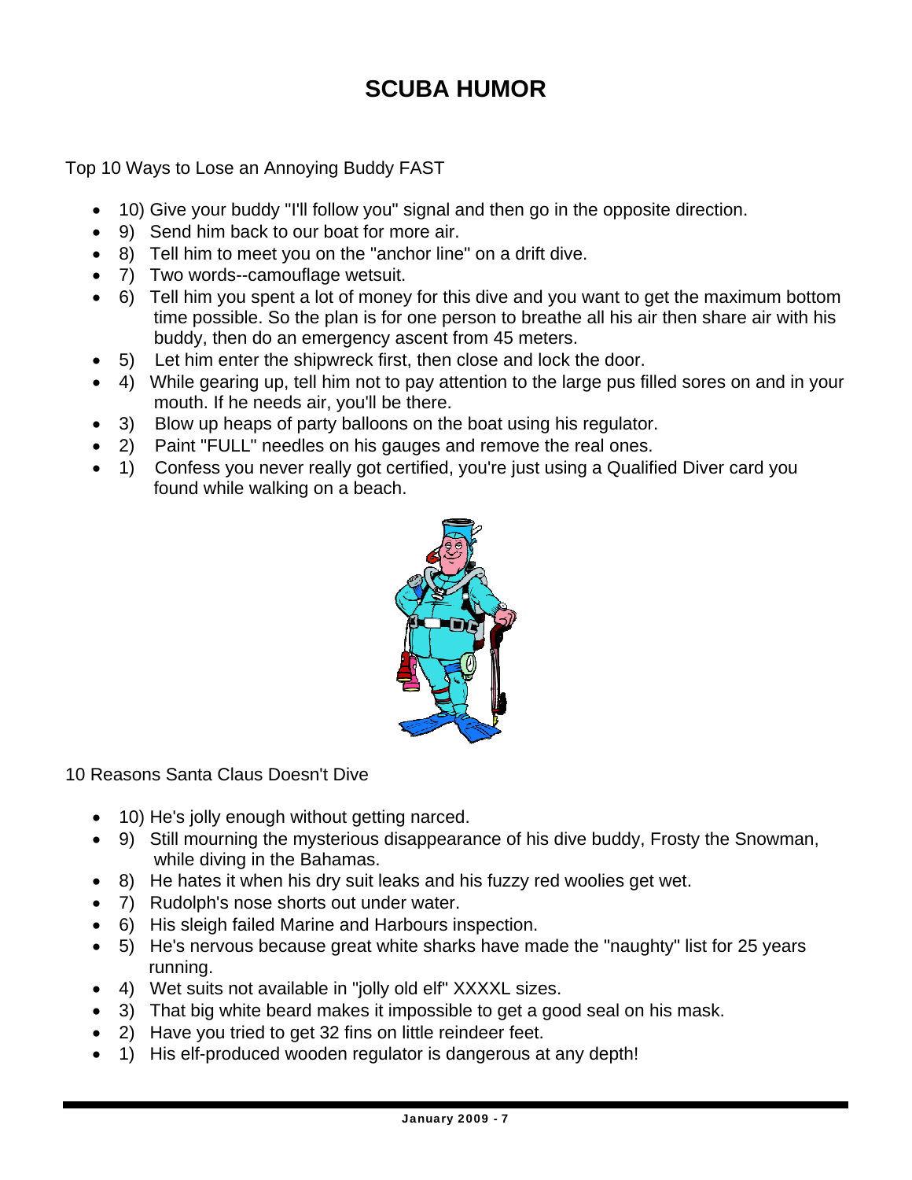# SCUBA HUMOR

Top 10 Ways to Lose an Annoying Buddy FAST

- 10) Give your buddy "I'll follow you" signal and then go in the opposite direction.
- 9) Send him back to our boat for more air.
- 8) Tell him to meet you on the "anchor line" on a drift dive.
- 7) Two words--camouflage wetsuit.
- 6) Tell him you spent a lot of money for this dive and you want to get the maximum bottom time possible. So the plan is for one person to breathe all his air then share air with his buddy, then do an emergency ascent from 45 meters.
- 5) Let him enter the shipwreck first, then close and lock the door.
- 4) While gearing up, tell him not to pay attention to the large pus filled sores on and in your mouth. If he needs air, you'll be there.
- 3) Blow up heaps of party balloons on the boat using his regulator.
- 2) Paint "FULL" needles on his gauges and remove the real ones.
- 1) Confess you never really got certified, you're just using a Qualified Diver card you found while walking on a beach.

10 Reasons Santa Claus Doesn't Dive

- 10) He's jolly enough without getting narced.
- 9) Still mourning the mysterious disappearance of his dive buddy, Frosty the Snowman, while diving in the Bahamas.
- 8) He hates it when his dry suit leaks and his fuzzy red woolies get wet.
- 7) Rudolph's nose shorts out under water.
- 6) His sleigh failed Marine and Harbours inspection.
- 5) He's nervous because great white sharks have made the "naughty" list for 25 years running.
- 4) Wet suits not available in "jolly old elf" XXXXL sizes.
- 3) That big white beard makes it impossible to get a good seal on his mask.
- 2) Have you tried to get 32 fins on little reindeer feet.
- 1) His elf-produced wooden regulator is dangerous at any depth!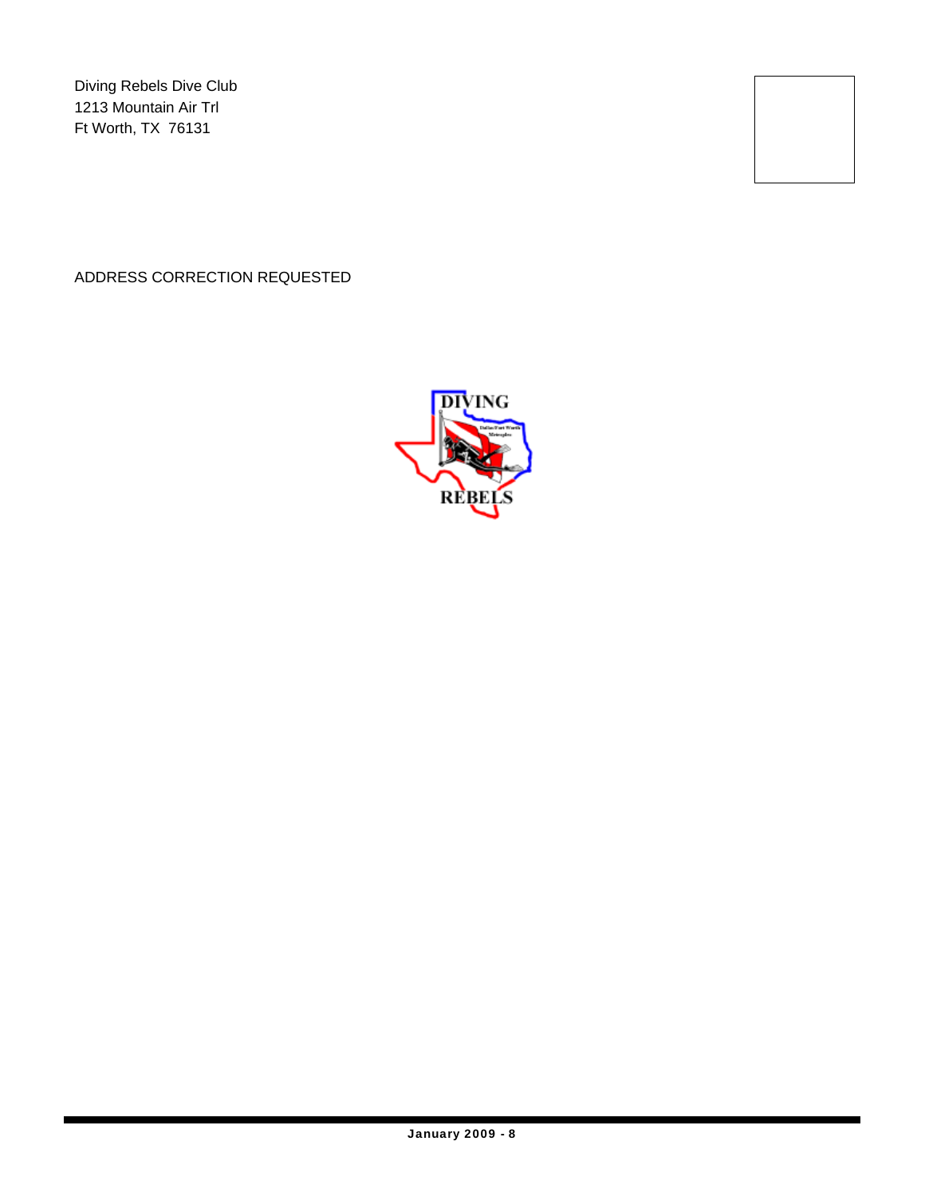Diving Rebels Dive Club
1213 Mountain Air Trl
Ft Worth, TX 76131

ADDRESS CORRECTION REQUESTED

DIVING

REBELS